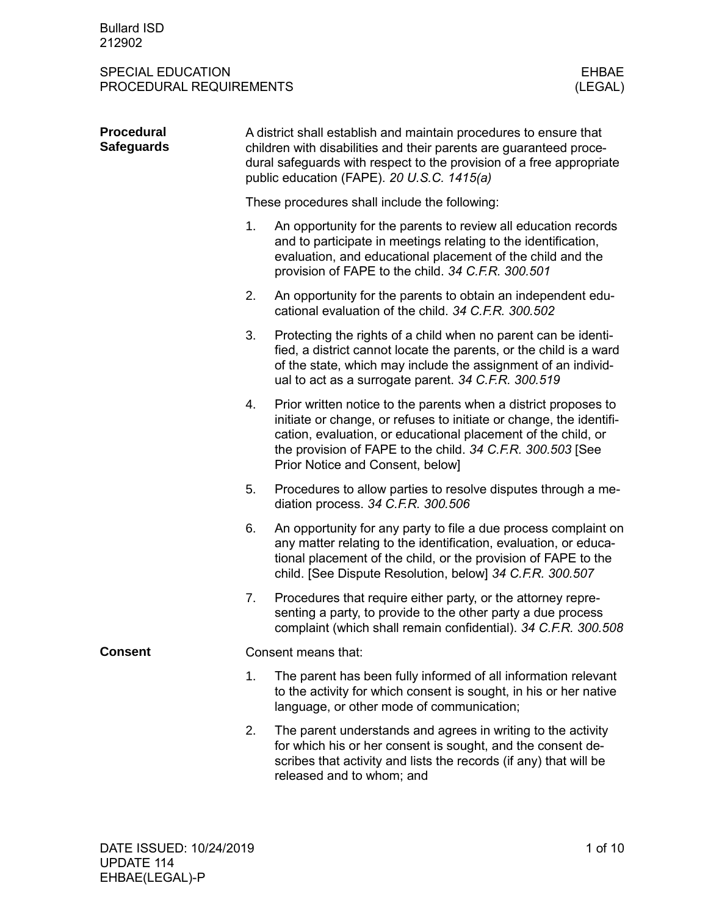# SPECIAL EDUCATION PROCEDURAL REQUIREMENTS

## EHBAE (LEGAL)

### Procedural Safeguards

A district shall establish and maintain procedures to ensure that children with disabilities and their parents are guaranteed procedural safeguards with respect to the provision of a free appropriate public education (FAPE). *20 U.S.C. 1415(a)*

These procedures shall include the following:

1. An opportunity for the parents to review all education records and to participate in meetings relating to the identification, evaluation, and educational placement of the child and the provision of FAPE to the child. *34 C.F.R. 300.501*
2. An opportunity for the parents to obtain an independent educational evaluation of the child. *34 C.F.R. 300.502*
3. Protecting the rights of a child when no parent can be identified, a district cannot locate the parents, or the child is a ward of the state, which may include the assignment of an individual to act as a surrogate parent. *34 C.F.R. 300.519*
4. Prior written notice to the parents when a district proposes to initiate or change, or refuses to initiate or change, the identification, evaluation, or educational placement of the child, or the provision of FAPE to the child. *34 C.F.R. 300.503* [See Prior Notice and Consent, below]
5. Procedures to allow parties to resolve disputes through a mediation process. *34 C.F.R. 300.506*
6. An opportunity for any party to file a due process complaint on any matter relating to the identification, evaluation, or educational placement of the child, or the provision of FAPE to the child. [See Dispute Resolution, below] *34 C.F.R. 300.507*
7. Procedures that require either party, or the attorney representing a party, to provide to the other party a due process complaint (which shall remain confidential). *34 C.F.R. 300.508*

### Consent

Consent means that:

1. The parent has been fully informed of all information relevant to the activity for which consent is sought, in his or her native language, or other mode of communication;
2. The parent understands and agrees in writing to the activity for which his or her consent is sought, and the consent describes that activity and lists the records (if any) that will be released and to whom; and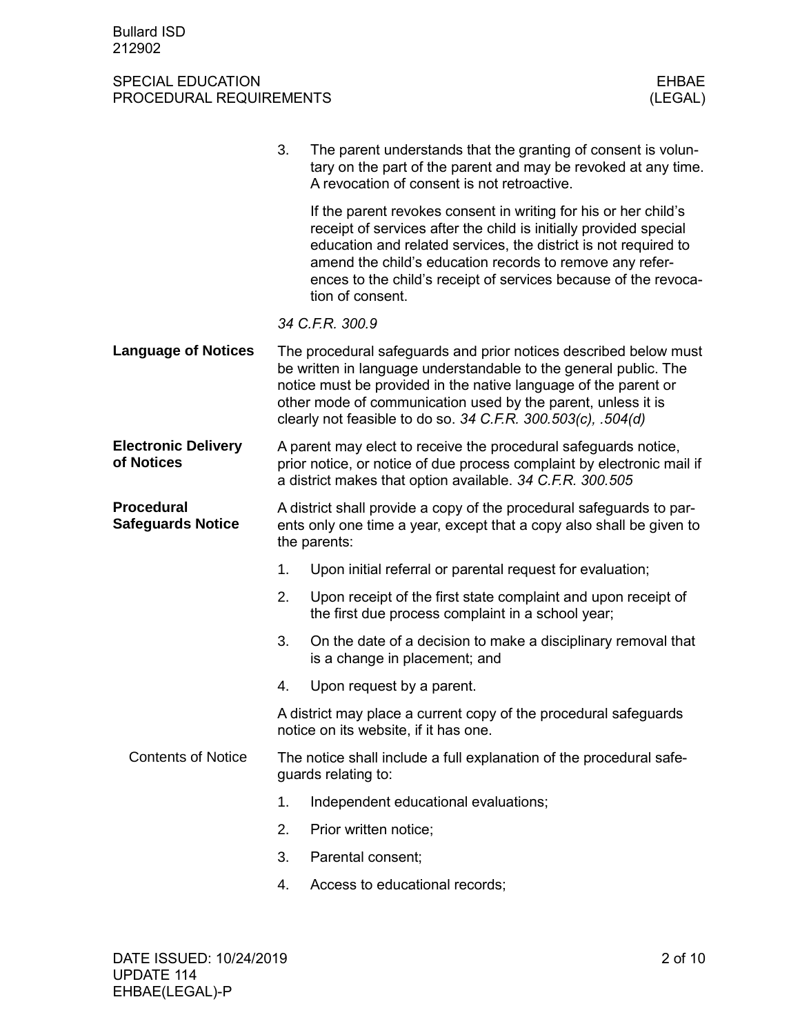3. The parent understands that the granting of consent is voluntary on the part of the parent and may be revoked at any time. A revocation of consent is not retroactive.

   If the parent revokes consent in writing for his or her child's receipt of services after the child is initially provided special education and related services, the district is not required to amend the child's education records to remove any references to the child's receipt of services because of the revocation of consent.

*34 C.F.R. 300.9*

## Language of Notices

The procedural safeguards and prior notices described below must be written in language understandable to the general public. The notice must be provided in the native language of the parent or other mode of communication used by the parent, unless it is clearly not feasible to do so. *34 C.F.R. 300.503(c), .504(d)*

## Electronic Delivery of Notices

A parent may elect to receive the procedural safeguards notice, prior notice, or notice of due process complaint by electronic mail if a district makes that option available. *34 C.F.R. 300.505*

## Procedural Safeguards Notice

A district shall provide a copy of the procedural safeguards to parents only one time a year, except that a copy also shall be given to the parents:

1. Upon initial referral or parental request for evaluation;
2. Upon receipt of the first state complaint and upon receipt of the first due process complaint in a school year;
3. On the date of a decision to make a disciplinary removal that is a change in placement; and
4. Upon request by a parent.

A district may place a current copy of the procedural safeguards notice on its website, if it has one.

### Contents of Notice

The notice shall include a full explanation of the procedural safeguards relating to:

1. Independent educational evaluations;
2. Prior written notice;
3. Parental consent;
4. Access to educational records;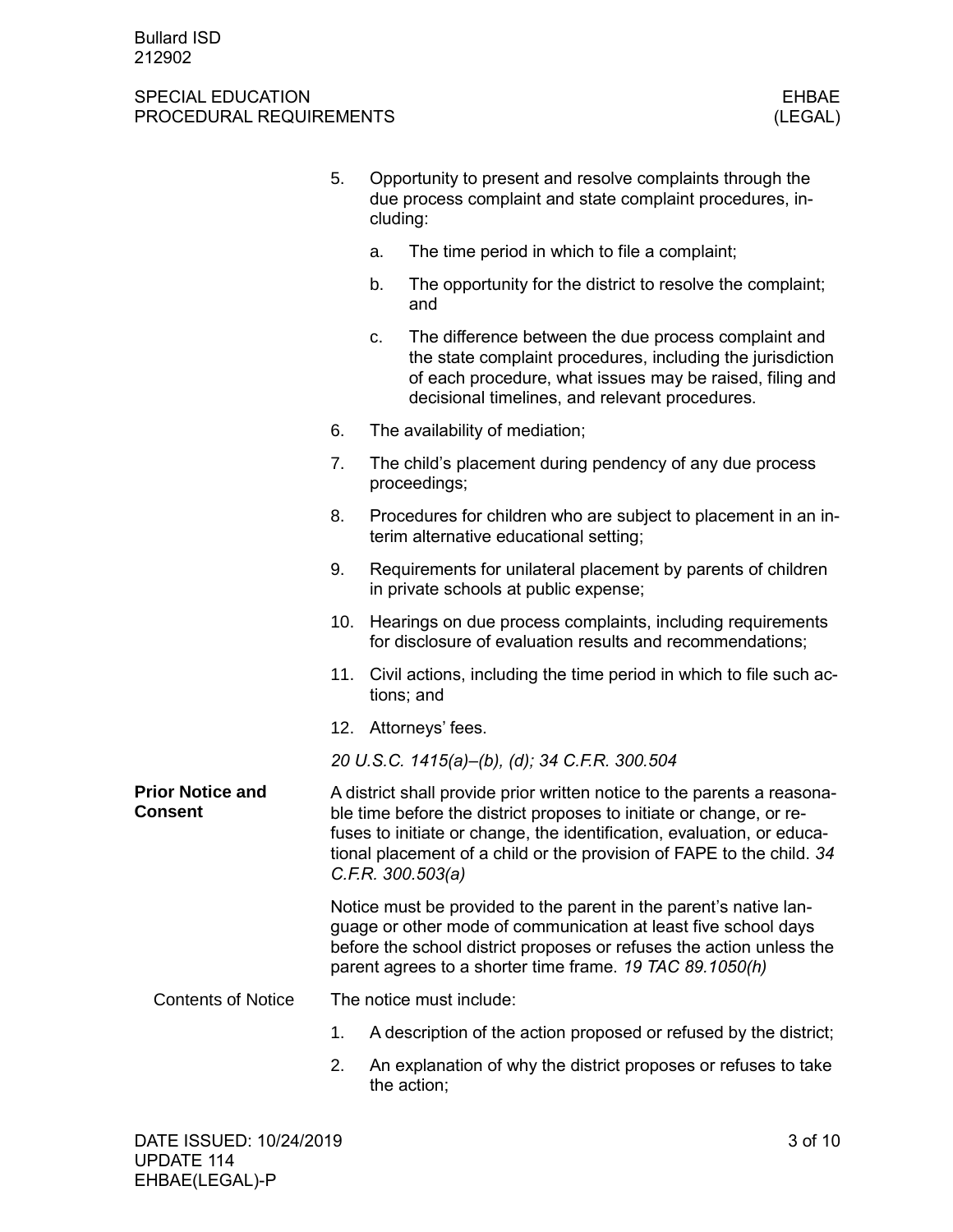5. Opportunity to present and resolve complaints through the due process complaint and state complaint procedures, including:
   a. The time period in which to file a complaint;
   b. The opportunity for the district to resolve the complaint; and
   c. The difference between the due process complaint and the state complaint procedures, including the jurisdiction of each procedure, what issues may be raised, filing and decisional timelines, and relevant procedures.
6. The availability of mediation;
7. The child's placement during pendency of any due process proceedings;
8. Procedures for children who are subject to placement in an interim alternative educational setting;
9. Requirements for unilateral placement by parents of children in private schools at public expense;
10. Hearings on due process complaints, including requirements for disclosure of evaluation results and recommendations;
11. Civil actions, including the time period in which to file such actions; and
12. Attorneys' fees.

*20 U.S.C. 1415(a)–(b), (d); 34 C.F.R. 300.504*

## Prior Notice and Consent

A district shall provide prior written notice to the parents a reasonable time before the district proposes to initiate or change, or refuses to initiate or change, the identification, evaluation, or educational placement of a child or the provision of FAPE to the child. *34 C.F.R. 300.503(a)*

Notice must be provided to the parent in the parent's native language or other mode of communication at least five school days before the school district proposes or refuses the action unless the parent agrees to a shorter time frame. *19 TAC 89.1050(h)*

### Contents of Notice

The notice must include:

1. A description of the action proposed or refused by the district;
2. An explanation of why the district proposes or refuses to take the action;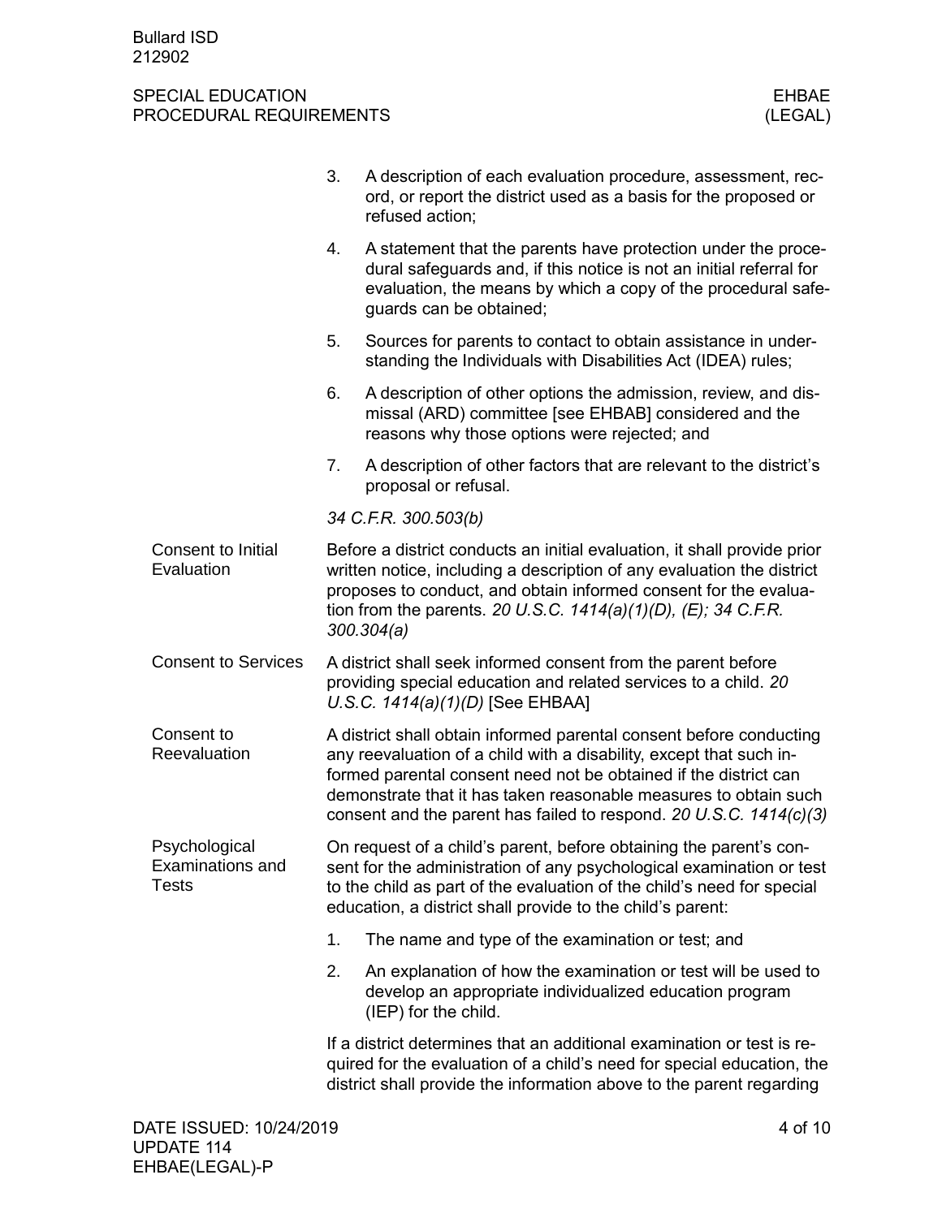3. A description of each evaluation procedure, assessment, record, or report the district used as a basis for the proposed or refused action;
4. A statement that the parents have protection under the procedural safeguards and, if this notice is not an initial referral for evaluation, the means by which a copy of the procedural safeguards can be obtained;
5. Sources for parents to contact to obtain assistance in understanding the Individuals with Disabilities Act (IDEA) rules;
6. A description of other options the admission, review, and dismissal (ARD) committee [see EHBAB] considered and the reasons why those options were rejected; and
7. A description of other factors that are relevant to the district's proposal or refusal.

*34 C.F.R. 300.503(b)*

## Consent to Initial Evaluation

Before a district conducts an initial evaluation, it shall provide prior written notice, including a description of any evaluation the district proposes to conduct, and obtain informed consent for the evaluation from the parents. *20 U.S.C. 1414(a)(1)(D), (E); 34 C.F.R. 300.304(a)*

## Consent to Services

A district shall seek informed consent from the parent before providing special education and related services to a child. *20 U.S.C. 1414(a)(1)(D)* [See EHBAA]

## Consent to Reevaluation

A district shall obtain informed parental consent before conducting any reevaluation of a child with a disability, except that such informed parental consent need not be obtained if the district can demonstrate that it has taken reasonable measures to obtain such consent and the parent has failed to respond. *20 U.S.C. 1414(c)(3)*

## Psychological Examinations and Tests

On request of a child's parent, before obtaining the parent's consent for the administration of any psychological examination or test to the child as part of the evaluation of the child's need for special education, a district shall provide to the child's parent:

1. The name and type of the examination or test; and
2. An explanation of how the examination or test will be used to develop an appropriate individualized education program (IEP) for the child.

If a district determines that an additional examination or test is required for the evaluation of a child's need for special education, the district shall provide the information above to the parent regarding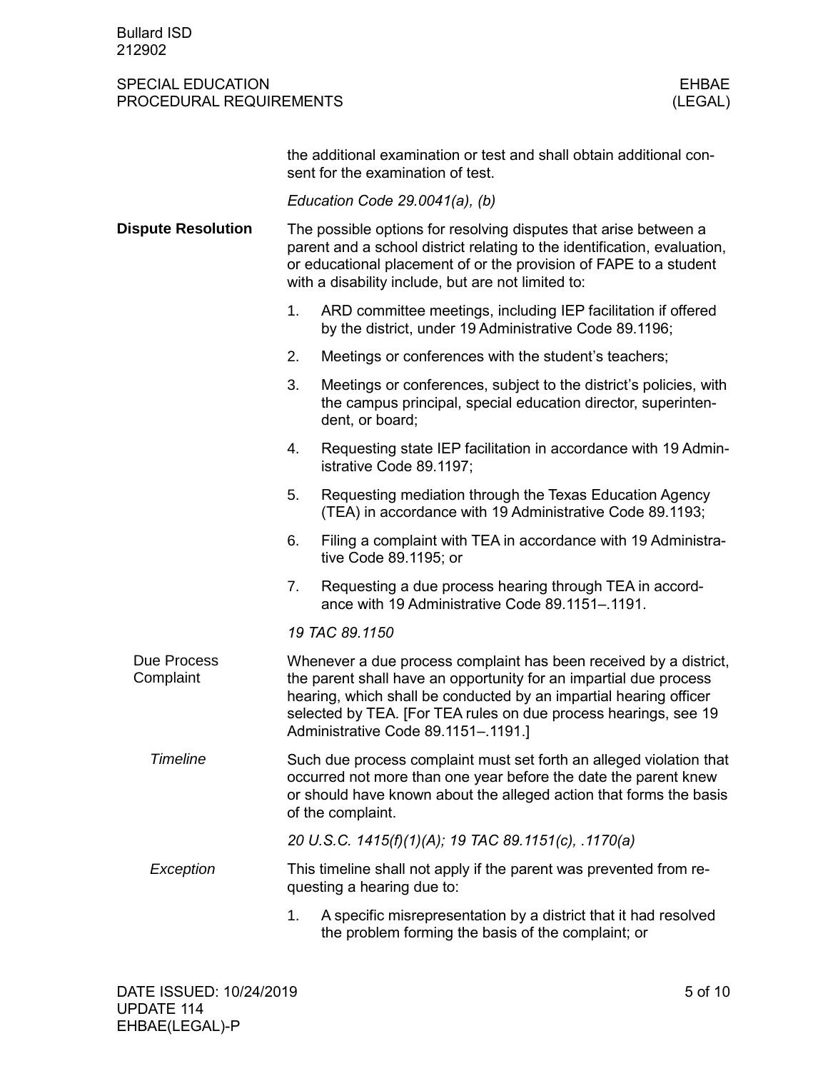the additional examination or test and shall obtain additional consent for the examination of test.

*Education Code 29.0041(a), (b)*

## Dispute Resolution

The possible options for resolving disputes that arise between a parent and a school district relating to the identification, evaluation, or educational placement of or the provision of FAPE to a student with a disability include, but are not limited to:

1. ARD committee meetings, including IEP facilitation if offered by the district, under 19 Administrative Code 89.1196;
2. Meetings or conferences with the student's teachers;
3. Meetings or conferences, subject to the district's policies, with the campus principal, special education director, superintendent, or board;
4. Requesting state IEP facilitation in accordance with 19 Administrative Code 89.1197;
5. Requesting mediation through the Texas Education Agency (TEA) in accordance with 19 Administrative Code 89.1193;
6. Filing a complaint with TEA in accordance with 19 Administrative Code 89.1195; or
7. Requesting a due process hearing through TEA in accordance with 19 Administrative Code 89.1151–.1191.

*19 TAC 89.1150*

### Due Process Complaint

Whenever a due process complaint has been received by a district, the parent shall have an opportunity for an impartial due process hearing, which shall be conducted by an impartial hearing officer selected by TEA. [For TEA rules on due process hearings, see 19 Administrative Code 89.1151–.1191.]

#### *Timeline*

Such due process complaint must set forth an alleged violation that occurred not more than one year before the date the parent knew or should have known about the alleged action that forms the basis of the complaint.

*20 U.S.C. 1415(f)(1)(A); 19 TAC 89.1151(c), .1170(a)*

#### *Exception*

This timeline shall not apply if the parent was prevented from requesting a hearing due to:

1. A specific misrepresentation by a district that it had resolved the problem forming the basis of the complaint; or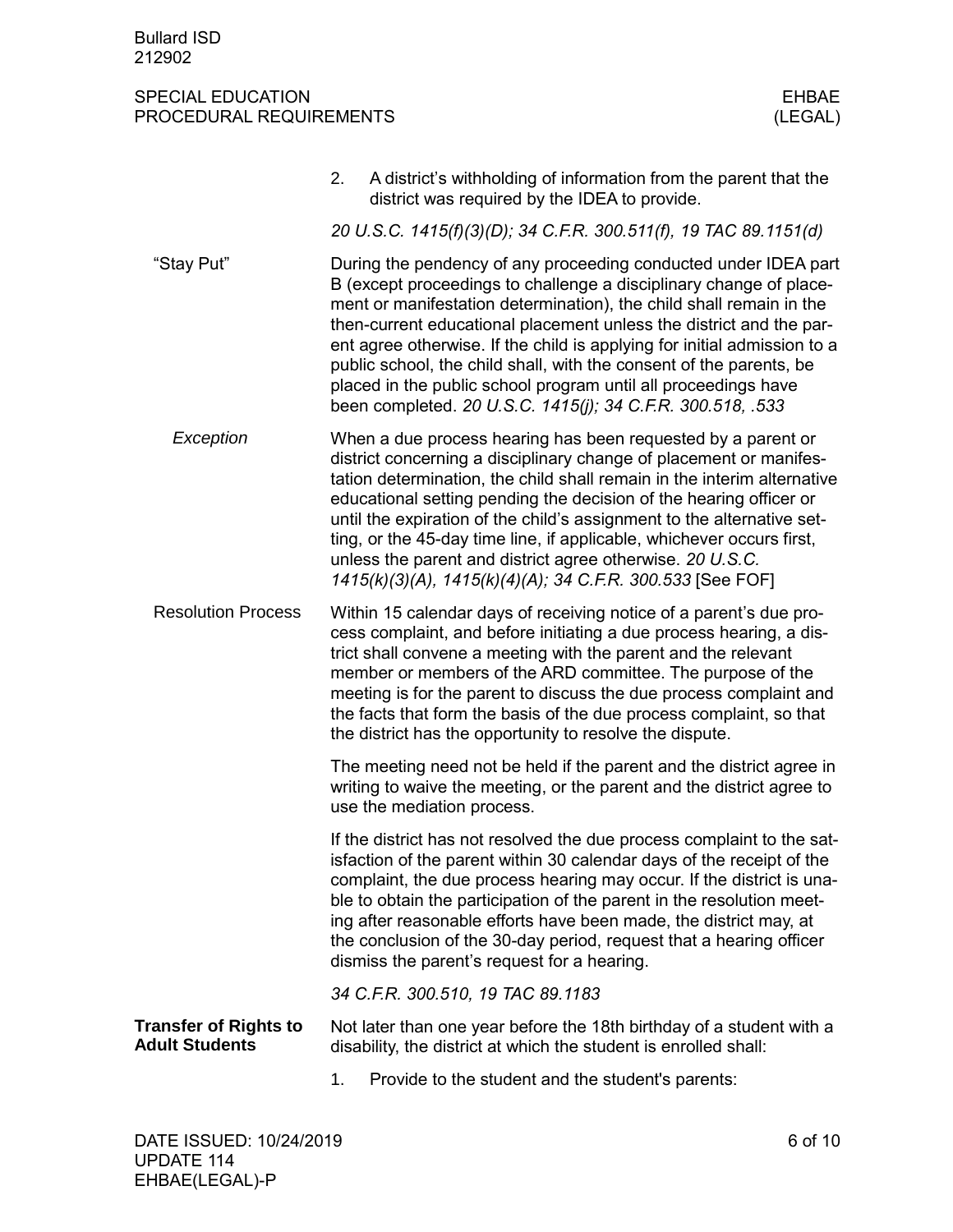2. A district's withholding of information from the parent that the district was required by the IDEA to provide.

*20 U.S.C. 1415(f)(3)(D); 34 C.F.R. 300.511(f), 19 TAC 89.1151(d)*

### "Stay Put"

During the pendency of any proceeding conducted under IDEA part B (except proceedings to challenge a disciplinary change of placement or manifestation determination), the child shall remain in the then-current educational placement unless the district and the parent agree otherwise. If the child is applying for initial admission to a public school, the child shall, with the consent of the parents, be placed in the public school program until all proceedings have been completed. *20 U.S.C. 1415(j); 34 C.F.R. 300.518, .533*

#### *Exception*

When a due process hearing has been requested by a parent or district concerning a disciplinary change of placement or manifestation determination, the child shall remain in the interim alternative educational setting pending the decision of the hearing officer or until the expiration of the child's assignment to the alternative setting, or the 45-day time line, if applicable, whichever occurs first, unless the parent and district agree otherwise. *20 U.S.C. 1415(k)(3)(A), 1415(k)(4)(A); 34 C.F.R. 300.533* [See FOF]

### Resolution Process

Within 15 calendar days of receiving notice of a parent's due process complaint, and before initiating a due process hearing, a district shall convene a meeting with the parent and the relevant member or members of the ARD committee. The purpose of the meeting is for the parent to discuss the due process complaint and the facts that form the basis of the due process complaint, so that the district has the opportunity to resolve the dispute.

The meeting need not be held if the parent and the district agree in writing to waive the meeting, or the parent and the district agree to use the mediation process.

If the district has not resolved the due process complaint to the satisfaction of the parent within 30 calendar days of the receipt of the complaint, the due process hearing may occur. If the district is unable to obtain the participation of the parent in the resolution meeting after reasonable efforts have been made, the district may, at the conclusion of the 30-day period, request that a hearing officer dismiss the parent's request for a hearing.

*34 C.F.R. 300.510, 19 TAC 89.1183*

## Transfer of Rights to Adult Students

Not later than one year before the 18th birthday of a student with a disability, the district at which the student is enrolled shall:

1. Provide to the student and the student's parents: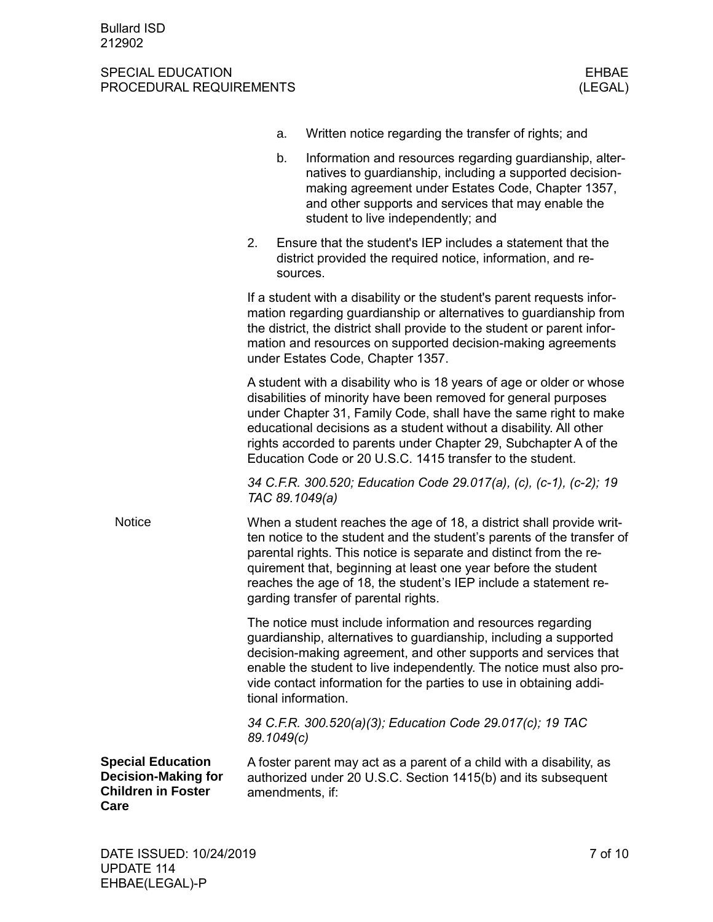a. Written notice regarding the transfer of rights; and

b. Information and resources regarding guardianship, alternatives to guardianship, including a supported decision-making agreement under Estates Code, Chapter 1357, and other supports and services that may enable the student to live independently; and

2. Ensure that the student's IEP includes a statement that the district provided the required notice, information, and resources.

If a student with a disability or the student's parent requests information regarding guardianship or alternatives to guardianship from the district, the district shall provide to the student or parent information and resources on supported decision-making agreements under Estates Code, Chapter 1357.

A student with a disability who is 18 years of age or older or whose disabilities of minority have been removed for general purposes under Chapter 31, Family Code, shall have the same right to make educational decisions as a student without a disability. All other rights accorded to parents under Chapter 29, Subchapter A of the Education Code or 20 U.S.C. 1415 transfer to the student.

*34 C.F.R. 300.520; Education Code 29.017(a), (c), (c-1), (c-2); 19 TAC 89.1049(a)*

### Notice

When a student reaches the age of 18, a district shall provide written notice to the student and the student's parents of the transfer of parental rights. This notice is separate and distinct from the requirement that, beginning at least one year before the student reaches the age of 18, the student's IEP include a statement regarding transfer of parental rights.

The notice must include information and resources regarding guardianship, alternatives to guardianship, including a supported decision-making agreement, and other supports and services that enable the student to live independently. The notice must also provide contact information for the parties to use in obtaining additional information.

*34 C.F.R. 300.520(a)(3); Education Code 29.017(c); 19 TAC 89.1049(c)*

## Special Education Decision-Making for Children in Foster Care

A foster parent may act as a parent of a child with a disability, as authorized under 20 U.S.C. Section 1415(b) and its subsequent amendments, if: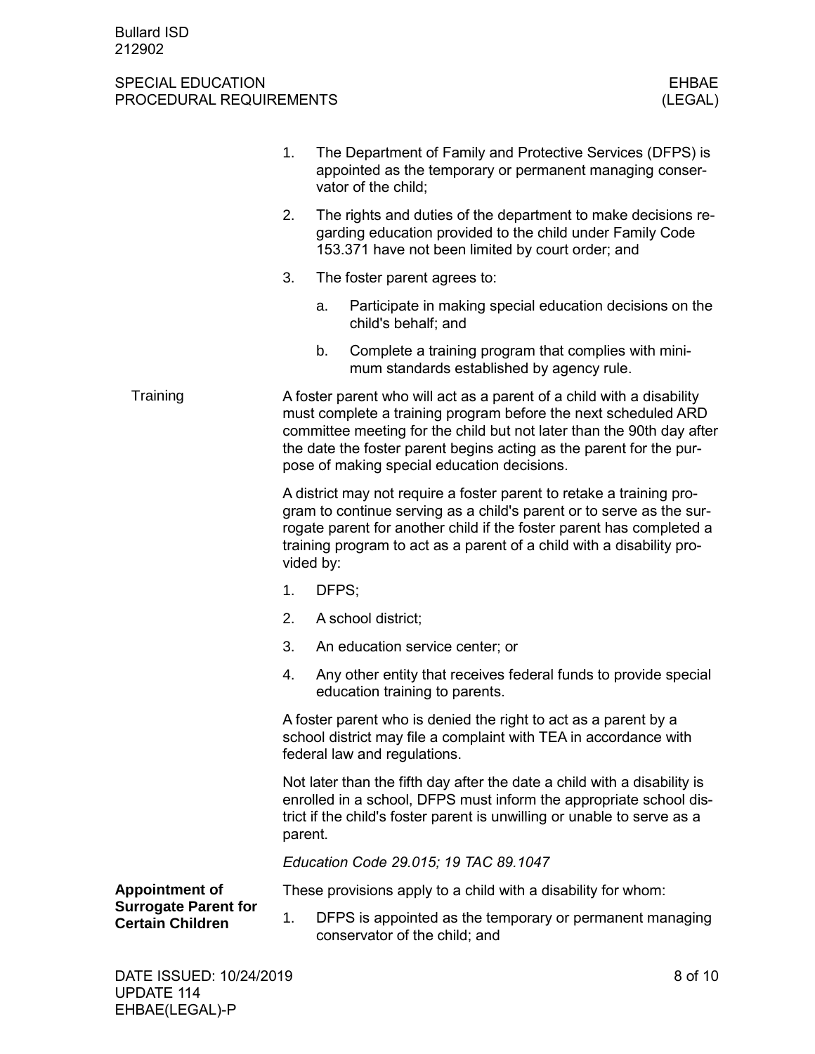1. The Department of Family and Protective Services (DFPS) is appointed as the temporary or permanent managing conservator of the child;
2. The rights and duties of the department to make decisions regarding education provided to the child under Family Code 153.371 have not been limited by court order; and
3. The foster parent agrees to:
   a. Participate in making special education decisions on the child's behalf; and
   b. Complete a training program that complies with minimum standards established by agency rule.

### Training

A foster parent who will act as a parent of a child with a disability must complete a training program before the next scheduled ARD committee meeting for the child but not later than the 90th day after the date the foster parent begins acting as the parent for the purpose of making special education decisions.

A district may not require a foster parent to retake a training program to continue serving as a child's parent or to serve as the surrogate parent for another child if the foster parent has completed a training program to act as a parent of a child with a disability provided by:

1. DFPS;
2. A school district;
3. An education service center; or
4. Any other entity that receives federal funds to provide special education training to parents.

A foster parent who is denied the right to act as a parent by a school district may file a complaint with TEA in accordance with federal law and regulations.

Not later than the fifth day after the date a child with a disability is enrolled in a school, DFPS must inform the appropriate school district if the child's foster parent is unwilling or unable to serve as a parent.

*Education Code 29.015; 19 TAC 89.1047*

### Appointment of Surrogate Parent for Certain Children

These provisions apply to a child with a disability for whom:

1. DFPS is appointed as the temporary or permanent managing conservator of the child; and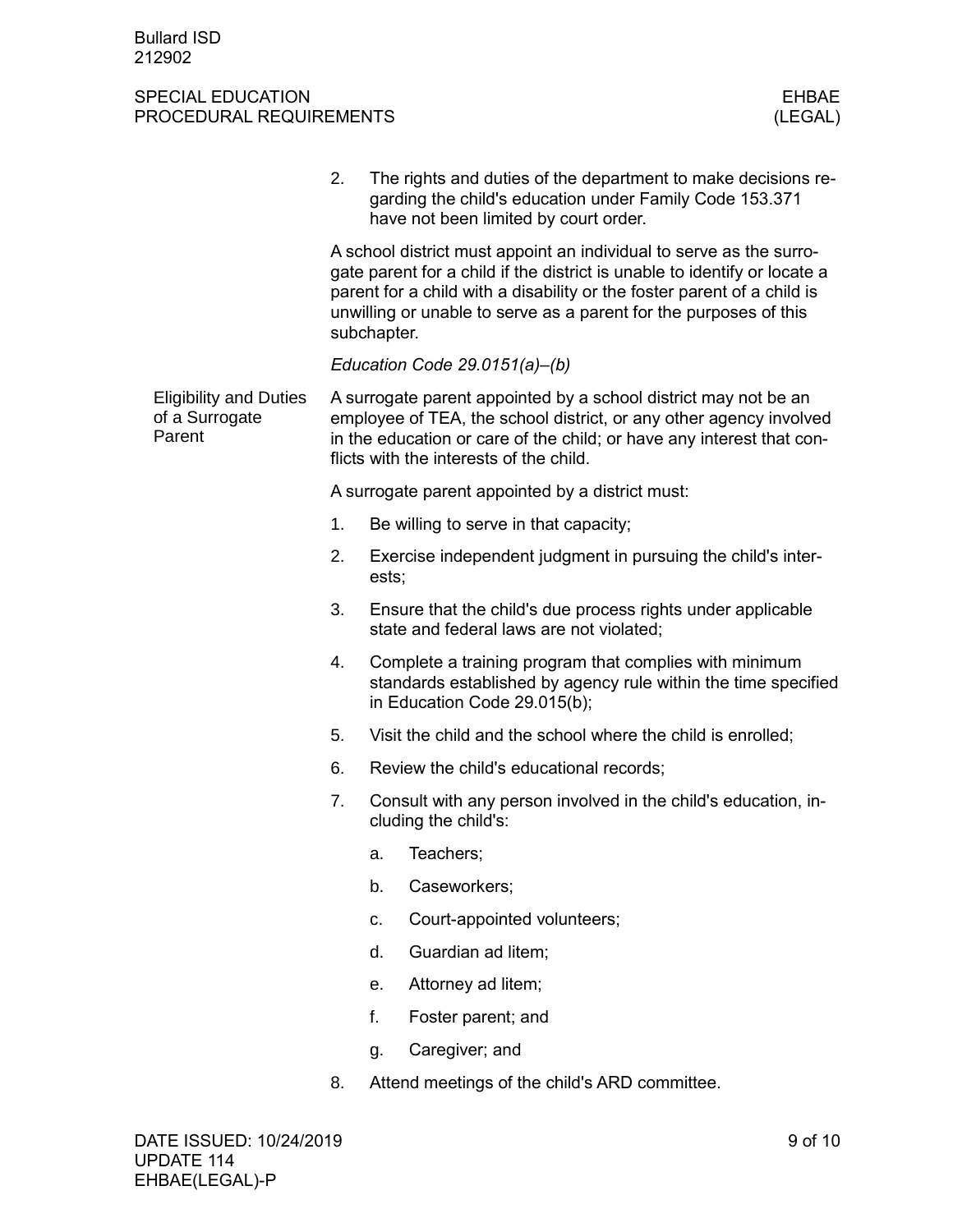2. The rights and duties of the department to make decisions regarding the child's education under Family Code 153.371 have not been limited by court order.

A school district must appoint an individual to serve as the surrogate parent for a child if the district is unable to identify or locate a parent for a child with a disability or the foster parent of a child is unwilling or unable to serve as a parent for the purposes of this subchapter.

*Education Code 29.0151(a)–(b)*

### Eligibility and Duties of a Surrogate Parent

A surrogate parent appointed by a school district may not be an employee of TEA, the school district, or any other agency involved in the education or care of the child; or have any interest that conflicts with the interests of the child.

A surrogate parent appointed by a district must:

1. Be willing to serve in that capacity;
2. Exercise independent judgment in pursuing the child's interests;
3. Ensure that the child's due process rights under applicable state and federal laws are not violated;
4. Complete a training program that complies with minimum standards established by agency rule within the time specified in Education Code 29.015(b);
5. Visit the child and the school where the child is enrolled;
6. Review the child's educational records;
7. Consult with any person involved in the child's education, including the child's:
   a. Teachers;
   b. Caseworkers;
   c. Court-appointed volunteers;
   d. Guardian ad litem;
   e. Attorney ad litem;
   f. Foster parent; and
   g. Caregiver; and
8. Attend meetings of the child's ARD committee.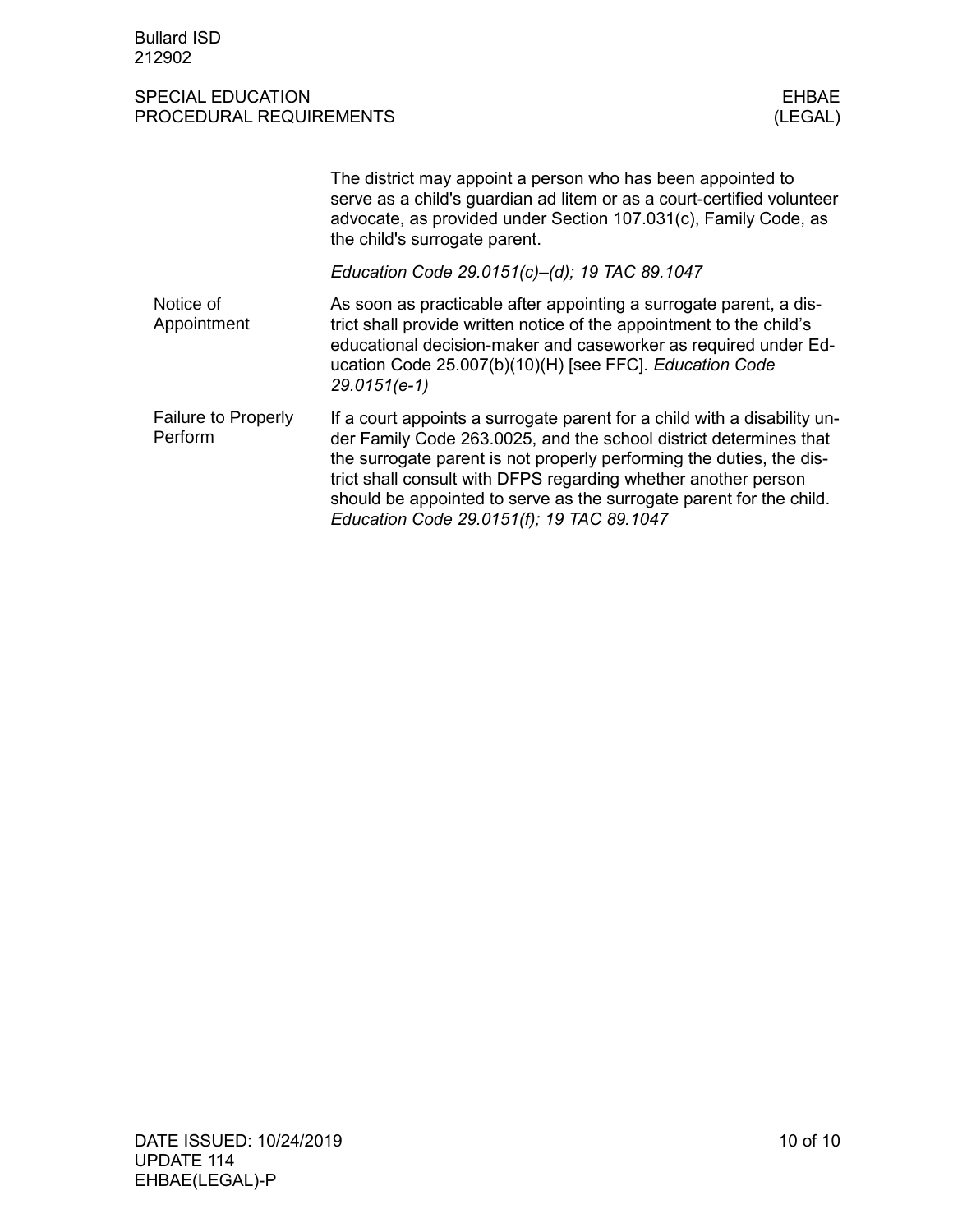The district may appoint a person who has been appointed to serve as a child's guardian ad litem or as a court-certified volunteer advocate, as provided under Section 107.031(c), Family Code, as the child's surrogate parent.

*Education Code 29.0151(c)–(d); 19 TAC 89.1047*

#### Notice of Appointment

As soon as practicable after appointing a surrogate parent, a district shall provide written notice of the appointment to the child's educational decision-maker and caseworker as required under Education Code 25.007(b)(10)(H) [see FFC]. *Education Code 29.0151(e-1)*

#### Failure to Properly Perform

If a court appoints a surrogate parent for a child with a disability under Family Code 263.0025, and the school district determines that the surrogate parent is not properly performing the duties, the district shall consult with DFPS regarding whether another person should be appointed to serve as the surrogate parent for the child. *Education Code 29.0151(f); 19 TAC 89.1047*